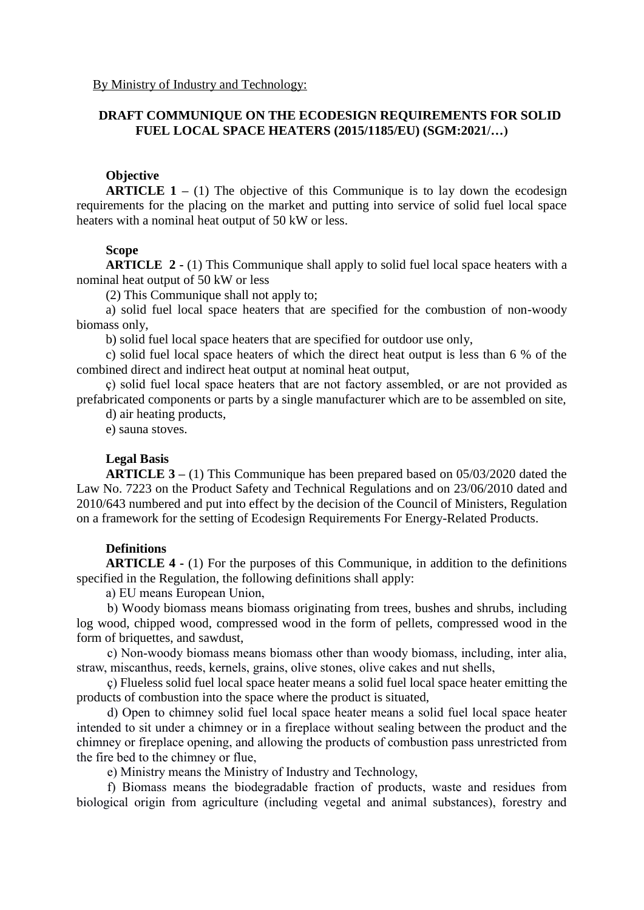By Ministry of Industry and Technology:

# DRAFT COMMUNIQUE ON THE ECODESIGN REQUIREMENTS FOR SOLID FUEL LOCAL SPACE HEATERS (2015/1185/EU) (SGM:2021/…)

**Objective**

**ARTICLE 1 –** (1) The objective of this Communique is to lay down the ecodesign requirements for the placing on the market and putting into service of solid fuel local space heaters with a nominal heat output of 50 kW or less.

**Scope**

**ARTICLE 2 -** (1) This Communique shall apply to solid fuel local space heaters with a nominal heat output of 50 kW or less

(2) This Communique shall not apply to;

a) solid fuel local space heaters that are specified for the combustion of non-woody biomass only,

b) solid fuel local space heaters that are specified for outdoor use only,

c) solid fuel local space heaters of which the direct heat output is less than 6 % of the combined direct and indirect heat output at nominal heat output,

ç) solid fuel local space heaters that are not factory assembled, or are not provided as prefabricated components or parts by a single manufacturer which are to be assembled on site,

d) air heating products,

e) sauna stoves.

**Legal Basis**

**ARTICLE 3 –** (1) This Communique has been prepared based on 05/03/2020 dated the Law No. 7223 on the Product Safety and Technical Regulations and on 23/06/2010 dated and 2010/643 numbered and put into effect by the decision of the Council of Ministers, Regulation on a framework for the setting of Ecodesign Requirements For Energy-Related Products.

**Definitions**

**ARTICLE 4 -** (1) For the purposes of this Communique, in addition to the definitions specified in the Regulation, the following definitions shall apply:

a) EU means European Union,

b) Woody biomass means biomass originating from trees, bushes and shrubs, including log wood, chipped wood, compressed wood in the form of pellets, compressed wood in the form of briquettes, and sawdust,

c) Non-woody biomass means biomass other than woody biomass, including, inter alia, straw, miscanthus, reeds, kernels, grains, olive stones, olive cakes and nut shells,

ç) Flueless solid fuel local space heater means a solid fuel local space heater emitting the products of combustion into the space where the product is situated,

d) Open to chimney solid fuel local space heater means a solid fuel local space heater intended to sit under a chimney or in a fireplace without sealing between the product and the chimney or fireplace opening, and allowing the products of combustion pass unrestricted from the fire bed to the chimney or flue,

e) Ministry means the Ministry of Industry and Technology,

f) Biomass means the biodegradable fraction of products, waste and residues from biological origin from agriculture (including vegetal and animal substances), forestry and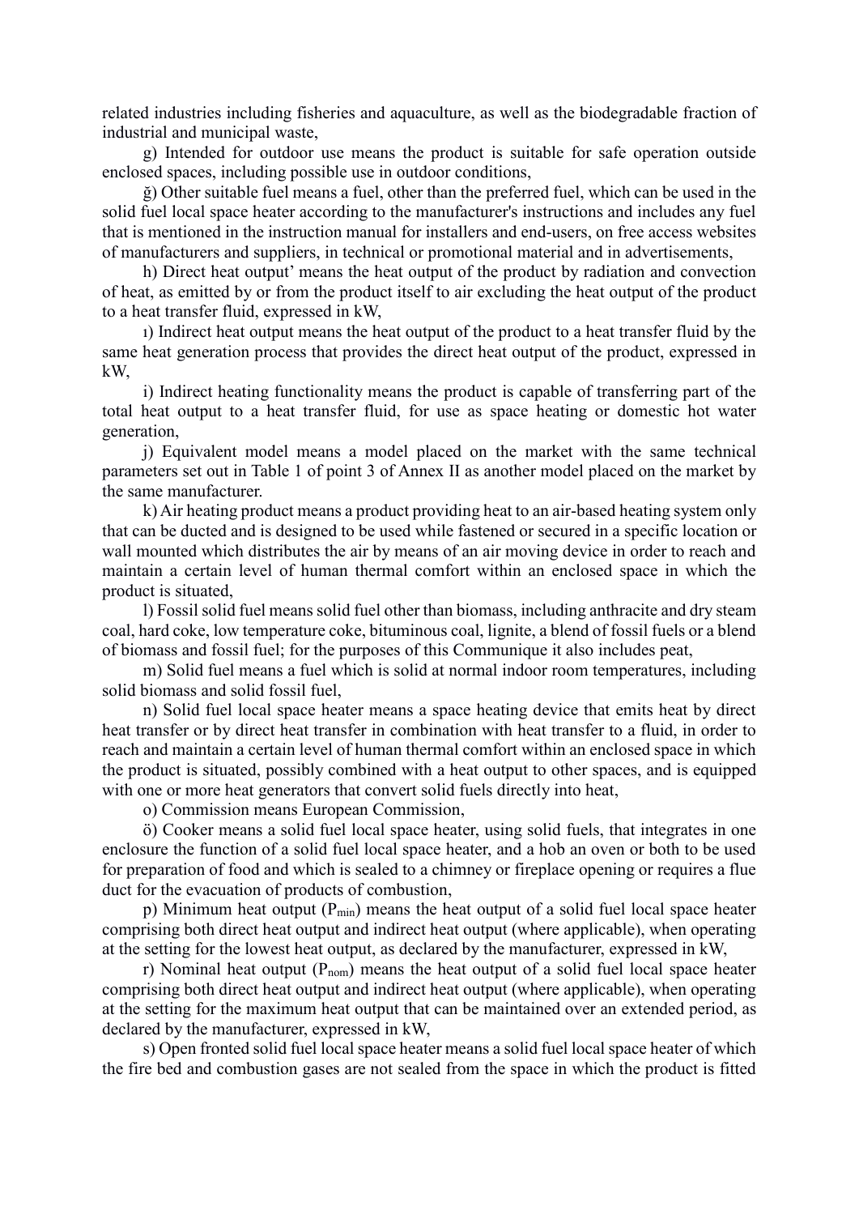related industries including fisheries and aquaculture, as well as the biodegradable fraction of industrial and municipal waste,

g) Intended for outdoor use means the product is suitable for safe operation outside enclosed spaces, including possible use in outdoor conditions,

ğ) Other suitable fuel means a fuel, other than the preferred fuel, which can be used in the solid fuel local space heater according to the manufacturer's instructions and includes any fuel that is mentioned in the instruction manual for installers and end-users, on free access websites of manufacturers and suppliers, in technical or promotional material and in advertisements,

h) Direct heat output' means the heat output of the product by radiation and convection of heat, as emitted by or from the product itself to air excluding the heat output of the product to a heat transfer fluid, expressed in kW,

ı) Indirect heat output means the heat output of the product to a heat transfer fluid by the same heat generation process that provides the direct heat output of the product, expressed in kW,

i) Indirect heating functionality means the product is capable of transferring part of the total heat output to a heat transfer fluid, for use as space heating or domestic hot water generation,

j) Equivalent model means a model placed on the market with the same technical parameters set out in Table 1 of point 3 of Annex II as another model placed on the market by the same manufacturer.

k) Air heating product means a product providing heat to an air-based heating system only that can be ducted and is designed to be used while fastened or secured in a specific location or wall mounted which distributes the air by means of an air moving device in order to reach and maintain a certain level of human thermal comfort within an enclosed space in which the product is situated,

l) Fossil solid fuel means solid fuel other than biomass, including anthracite and dry steam coal, hard coke, low temperature coke, bituminous coal, lignite, a blend of fossil fuels or a blend of biomass and fossil fuel; for the purposes of this Communique it also includes peat,

m) Solid fuel means a fuel which is solid at normal indoor room temperatures, including solid biomass and solid fossil fuel,

n) Solid fuel local space heater means a space heating device that emits heat by direct heat transfer or by direct heat transfer in combination with heat transfer to a fluid, in order to reach and maintain a certain level of human thermal comfort within an enclosed space in which the product is situated, possibly combined with a heat output to other spaces, and is equipped with one or more heat generators that convert solid fuels directly into heat,

o) Commission means European Commission,

ö) Cooker means a solid fuel local space heater, using solid fuels, that integrates in one enclosure the function of a solid fuel local space heater, and a hob an oven or both to be used for preparation of food and which is sealed to a chimney or fireplace opening or requires a flue duct for the evacuation of products of combustion,

p) Minimum heat output ($P_{min}$) means the heat output of a solid fuel local space heater comprising both direct heat output and indirect heat output (where applicable), when operating at the setting for the lowest heat output, as declared by the manufacturer, expressed in kW,

r) Nominal heat output ($P_{nom}$) means the heat output of a solid fuel local space heater comprising both direct heat output and indirect heat output (where applicable), when operating at the setting for the maximum heat output that can be maintained over an extended period, as declared by the manufacturer, expressed in kW,

s) Open fronted solid fuel local space heater means a solid fuel local space heater of which the fire bed and combustion gases are not sealed from the space in which the product is fitted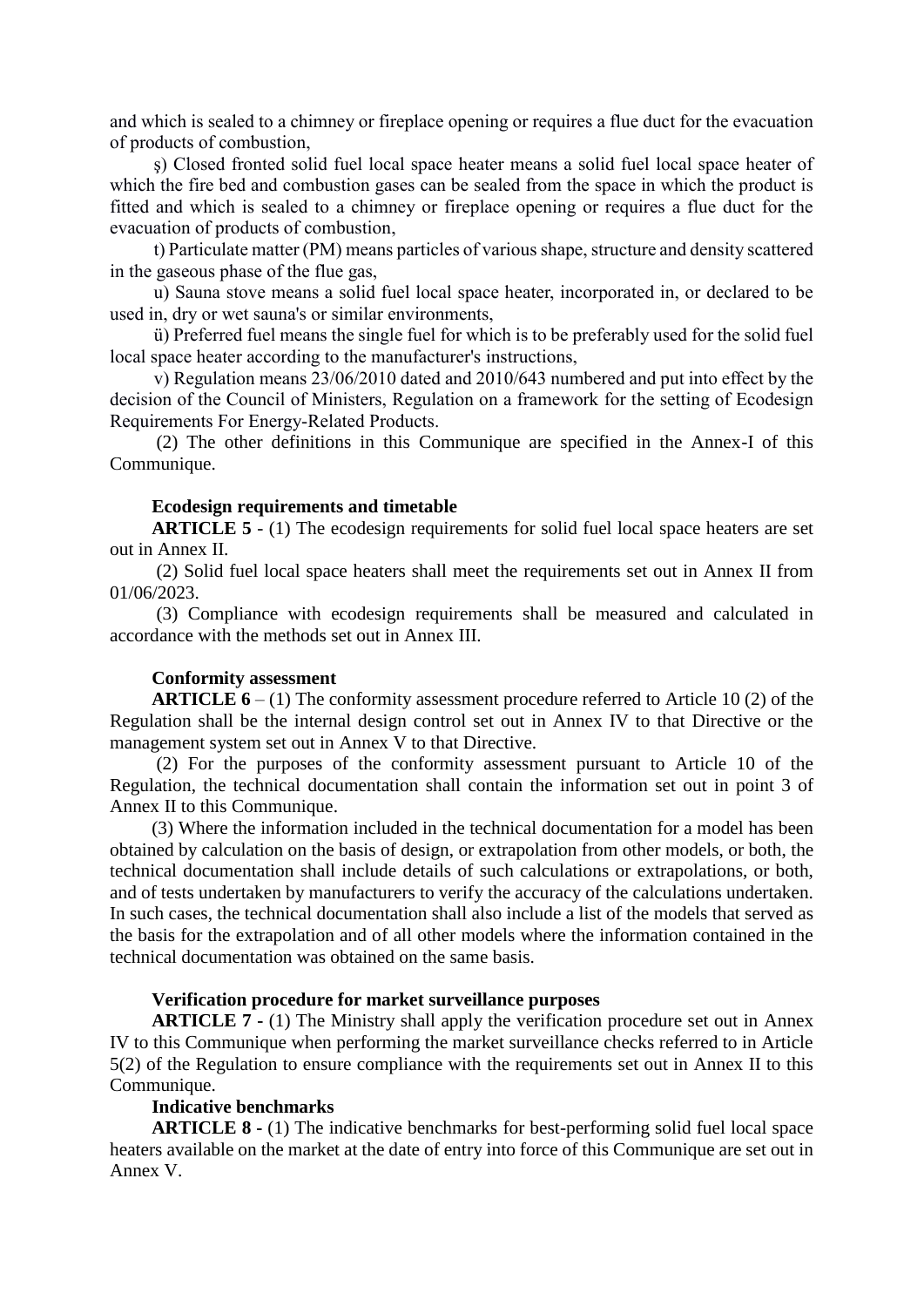and which is sealed to a chimney or fireplace opening or requires a flue duct for the evacuation of products of combustion,

ş) Closed fronted solid fuel local space heater means a solid fuel local space heater of which the fire bed and combustion gases can be sealed from the space in which the product is fitted and which is sealed to a chimney or fireplace opening or requires a flue duct for the evacuation of products of combustion,

t) Particulate matter (PM) means particles of various shape, structure and density scattered in the gaseous phase of the flue gas,

u) Sauna stove means a solid fuel local space heater, incorporated in, or declared to be used in, dry or wet sauna's or similar environments,

ü) Preferred fuel means the single fuel for which is to be preferably used for the solid fuel local space heater according to the manufacturer's instructions,

v) Regulation means 23/06/2010 dated and 2010/643 numbered and put into effect by the decision of the Council of Ministers, Regulation on a framework for the setting of Ecodesign Requirements For Energy-Related Products.

(2) The other definitions in this Communique are specified in the Annex-I of this Communique.

**Ecodesign requirements and timetable**

**ARTICLE 5 -** (1) The ecodesign requirements for solid fuel local space heaters are set out in Annex II.

(2) Solid fuel local space heaters shall meet the requirements set out in Annex II from 01/06/2023.

(3) Compliance with ecodesign requirements shall be measured and calculated in accordance with the methods set out in Annex III.

**Conformity assessment**

**ARTICLE 6** – (1) The conformity assessment procedure referred to Article 10 (2) of the Regulation shall be the internal design control set out in Annex IV to that Directive or the management system set out in Annex V to that Directive.

(2) For the purposes of the conformity assessment pursuant to Article 10 of the Regulation, the technical documentation shall contain the information set out in point 3 of Annex II to this Communique.

(3) Where the information included in the technical documentation for a model has been obtained by calculation on the basis of design, or extrapolation from other models, or both, the technical documentation shall include details of such calculations or extrapolations, or both, and of tests undertaken by manufacturers to verify the accuracy of the calculations undertaken. In such cases, the technical documentation shall also include a list of the models that served as the basis for the extrapolation and of all other models where the information contained in the technical documentation was obtained on the same basis.

**Verification procedure for market surveillance purposes**

**ARTICLE 7 -** (1) The Ministry shall apply the verification procedure set out in Annex IV to this Communique when performing the market surveillance checks referred to in Article 5(2) of the Regulation to ensure compliance with the requirements set out in Annex II to this Communique.

**Indicative benchmarks**

**ARTICLE 8 -** (1) The indicative benchmarks for best-performing solid fuel local space heaters available on the market at the date of entry into force of this Communique are set out in Annex V.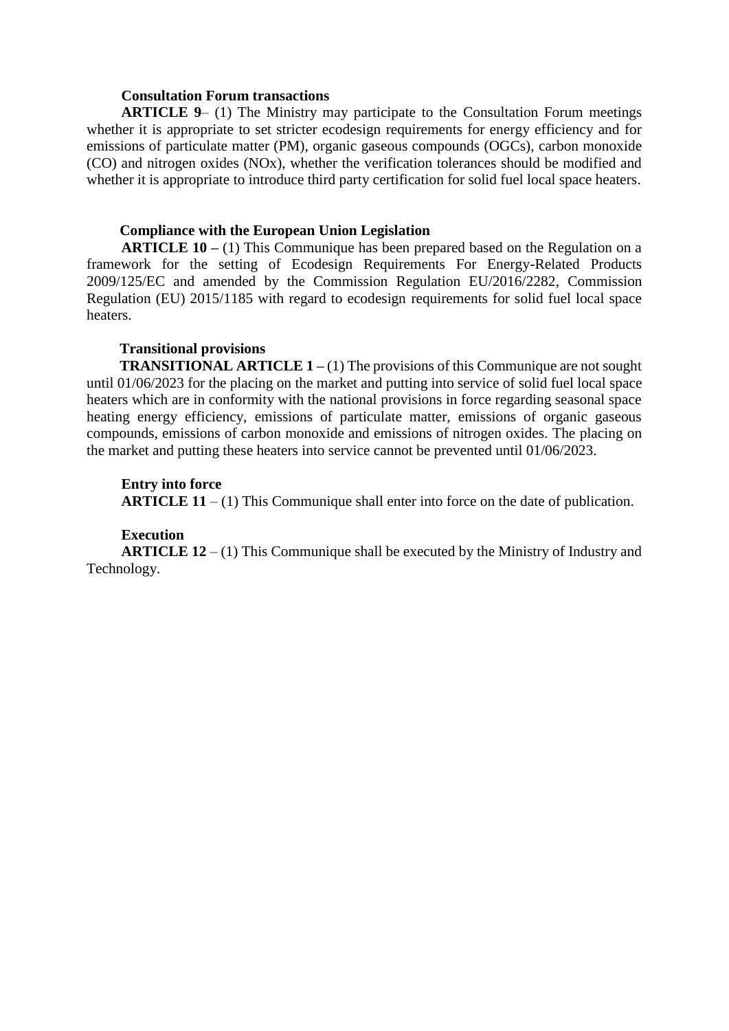**Consultation Forum transactions**

**ARTICLE 9**– (1) The Ministry may participate to the Consultation Forum meetings whether it is appropriate to set stricter ecodesign requirements for energy efficiency and for emissions of particulate matter (PM), organic gaseous compounds (OGCs), carbon monoxide (CO) and nitrogen oxides (NOx), whether the verification tolerances should be modified and whether it is appropriate to introduce third party certification for solid fuel local space heaters.

**Compliance with the European Union Legislation**

**ARTICLE 10 –** (1) This Communique has been prepared based on the Regulation on a framework for the setting of Ecodesign Requirements For Energy-Related Products 2009/125/EC and amended by the Commission Regulation EU/2016/2282, Commission Regulation (EU) 2015/1185 with regard to ecodesign requirements for solid fuel local space heaters.

**Transitional provisions**

**TRANSITIONAL ARTICLE 1 –** (1) The provisions of this Communique are not sought until 01/06/2023 for the placing on the market and putting into service of solid fuel local space heaters which are in conformity with the national provisions in force regarding seasonal space heating energy efficiency, emissions of particulate matter, emissions of organic gaseous compounds, emissions of carbon monoxide and emissions of nitrogen oxides. The placing on the market and putting these heaters into service cannot be prevented until 01/06/2023.

**Entry into force**

**ARTICLE 11** – (1) This Communique shall enter into force on the date of publication.

**Execution**

**ARTICLE 12** – (1) This Communique shall be executed by the Ministry of Industry and Technology.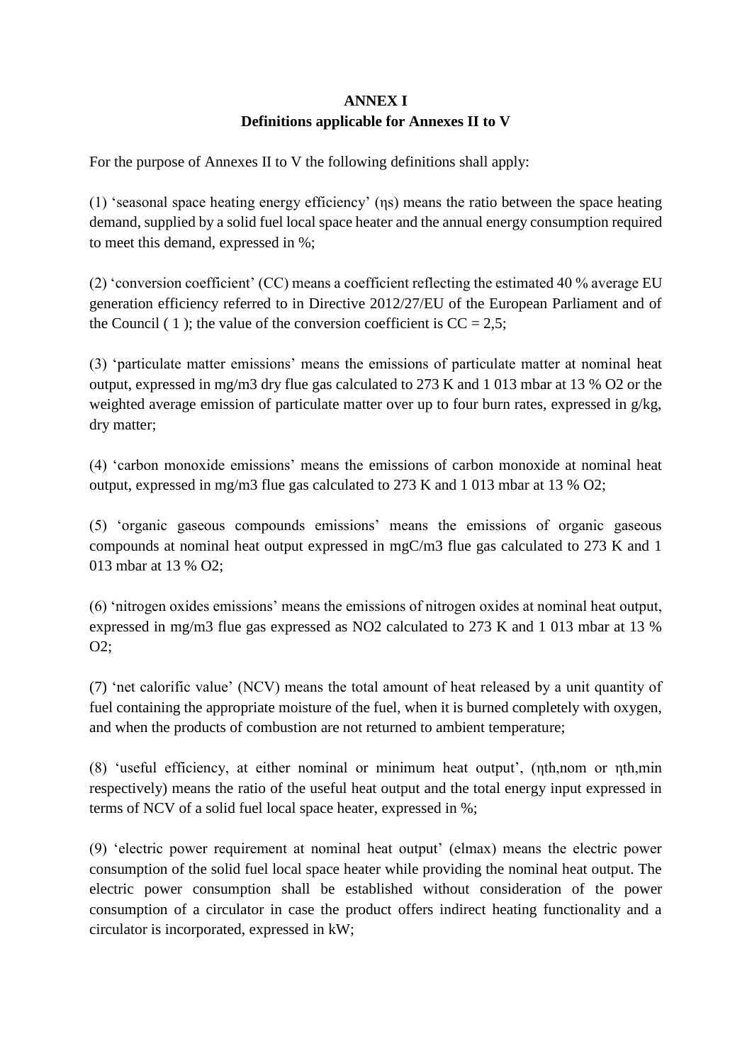# ANNEX I
## Definitions applicable for Annexes II to V

For the purpose of Annexes II to V the following definitions shall apply:

(1) 'seasonal space heating energy efficiency' ($\eta_s$) means the ratio between the space heating demand, supplied by a solid fuel local space heater and the annual energy consumption required to meet this demand, expressed in %;

(2) 'conversion coefficient' (CC) means a coefficient reflecting the estimated 40 % average EU generation efficiency referred to in Directive 2012/27/EU of the European Parliament and of the Council ( 1 ); the value of the conversion coefficient is CC = 2,5;

(3) 'particulate matter emissions' means the emissions of particulate matter at nominal heat output, expressed in mg/$m^3$ dry flue gas calculated to 273 K and 1 013 mbar at 13 % $O_2$ or the weighted average emission of particulate matter over up to four burn rates, expressed in g/kg, dry matter;

(4) 'carbon monoxide emissions' means the emissions of carbon monoxide at nominal heat output, expressed in mg/$m^3$ flue gas calculated to 273 K and 1 013 mbar at 13 % $O_2$;

(5) 'organic gaseous compounds emissions' means the emissions of organic gaseous compounds at nominal heat output expressed in mgC/$m^3$ flue gas calculated to 273 K and 1 013 mbar at 13 % $O_2$;

(6) 'nitrogen oxides emissions' means the emissions of nitrogen oxides at nominal heat output, expressed in mg/$m^3$ flue gas expressed as $NO_2$ calculated to 273 K and 1 013 mbar at 13 % $O_2$;

(7) 'net calorific value' (NCV) means the total amount of heat released by a unit quantity of fuel containing the appropriate moisture of the fuel, when it is burned completely with oxygen, and when the products of combustion are not returned to ambient temperature;

(8) 'useful efficiency, at either nominal or minimum heat output', ($\eta_{th,nom}$ or $\eta_{th,min}$ respectively) means the ratio of the useful heat output and the total energy input expressed in terms of NCV of a solid fuel local space heater, expressed in %;

(9) 'electric power requirement at nominal heat output' ($el_{max}$) means the electric power consumption of the solid fuel local space heater while providing the nominal heat output. The electric power consumption shall be established without consideration of the power consumption of a circulator in case the product offers indirect heating functionality and a circulator is incorporated, expressed in kW;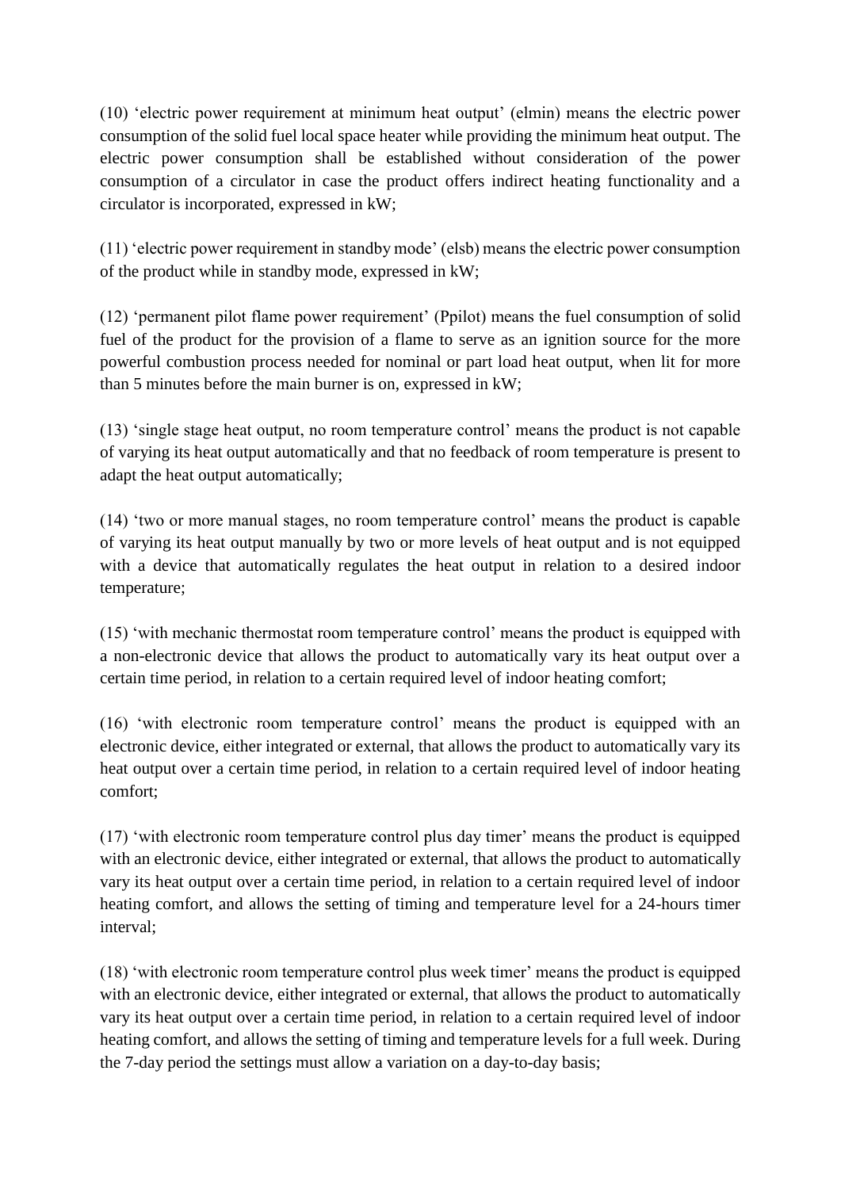(10) 'electric power requirement at minimum heat output' (elmin) means the electric power consumption of the solid fuel local space heater while providing the minimum heat output. The electric power consumption shall be established without consideration of the power consumption of a circulator in case the product offers indirect heating functionality and a circulator is incorporated, expressed in kW;

(11) 'electric power requirement in standby mode' (elsb) means the electric power consumption of the product while in standby mode, expressed in kW;

(12) 'permanent pilot flame power requirement' (Ppilot) means the fuel consumption of solid fuel of the product for the provision of a flame to serve as an ignition source for the more powerful combustion process needed for nominal or part load heat output, when lit for more than 5 minutes before the main burner is on, expressed in kW;

(13) 'single stage heat output, no room temperature control' means the product is not capable of varying its heat output automatically and that no feedback of room temperature is present to adapt the heat output automatically;

(14) 'two or more manual stages, no room temperature control' means the product is capable of varying its heat output manually by two or more levels of heat output and is not equipped with a device that automatically regulates the heat output in relation to a desired indoor temperature;

(15) 'with mechanic thermostat room temperature control' means the product is equipped with a non-electronic device that allows the product to automatically vary its heat output over a certain time period, in relation to a certain required level of indoor heating comfort;

(16) 'with electronic room temperature control' means the product is equipped with an electronic device, either integrated or external, that allows the product to automatically vary its heat output over a certain time period, in relation to a certain required level of indoor heating comfort;

(17) 'with electronic room temperature control plus day timer' means the product is equipped with an electronic device, either integrated or external, that allows the product to automatically vary its heat output over a certain time period, in relation to a certain required level of indoor heating comfort, and allows the setting of timing and temperature level for a 24-hours timer interval;

(18) 'with electronic room temperature control plus week timer' means the product is equipped with an electronic device, either integrated or external, that allows the product to automatically vary its heat output over a certain time period, in relation to a certain required level of indoor heating comfort, and allows the setting of timing and temperature levels for a full week. During the 7-day period the settings must allow a variation on a day-to-day basis;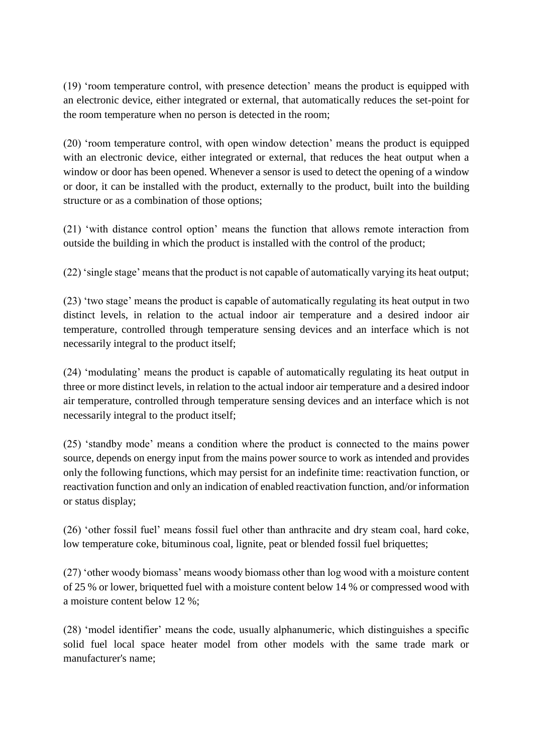(19) ‘room temperature control, with presence detection’ means the product is equipped with an electronic device, either integrated or external, that automatically reduces the set-point for the room temperature when no person is detected in the room;

(20) ‘room temperature control, with open window detection’ means the product is equipped with an electronic device, either integrated or external, that reduces the heat output when a window or door has been opened. Whenever a sensor is used to detect the opening of a window or door, it can be installed with the product, externally to the product, built into the building structure or as a combination of those options;

(21) ‘with distance control option’ means the function that allows remote interaction from outside the building in which the product is installed with the control of the product;

(22) ‘single stage’ means that the product is not capable of automatically varying its heat output;

(23) ‘two stage’ means the product is capable of automatically regulating its heat output in two distinct levels, in relation to the actual indoor air temperature and a desired indoor air temperature, controlled through temperature sensing devices and an interface which is not necessarily integral to the product itself;

(24) ‘modulating’ means the product is capable of automatically regulating its heat output in three or more distinct levels, in relation to the actual indoor air temperature and a desired indoor air temperature, controlled through temperature sensing devices and an interface which is not necessarily integral to the product itself;

(25) ‘standby mode’ means a condition where the product is connected to the mains power source, depends on energy input from the mains power source to work as intended and provides only the following functions, which may persist for an indefinite time: reactivation function, or reactivation function and only an indication of enabled reactivation function, and/or information or status display;

(26) ‘other fossil fuel’ means fossil fuel other than anthracite and dry steam coal, hard coke, low temperature coke, bituminous coal, lignite, peat or blended fossil fuel briquettes;

(27) ‘other woody biomass’ means woody biomass other than log wood with a moisture content of 25 % or lower, briquetted fuel with a moisture content below 14 % or compressed wood with a moisture content below 12 %;

(28) ‘model identifier’ means the code, usually alphanumeric, which distinguishes a specific solid fuel local space heater model from other models with the same trade mark or manufacturer's name;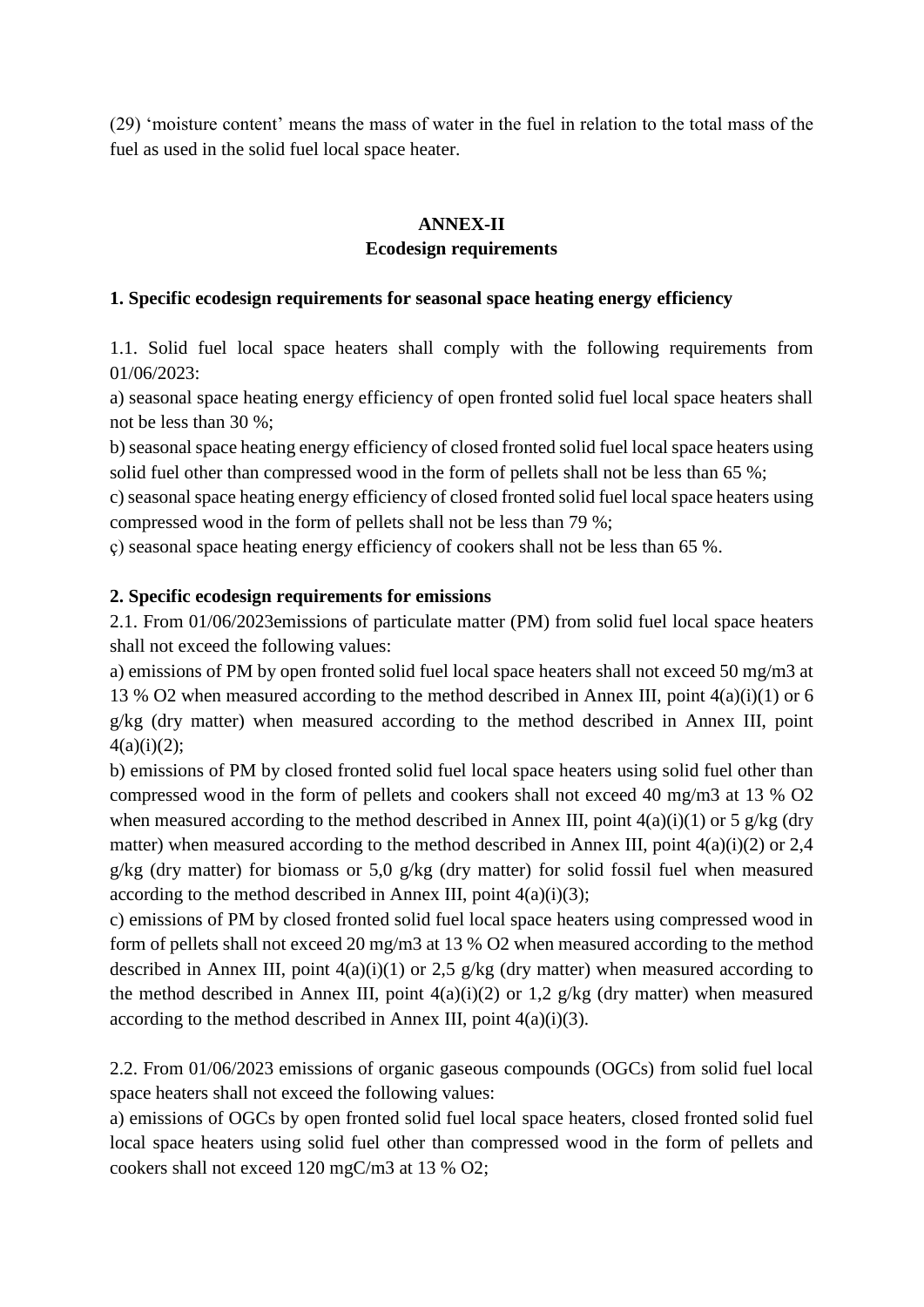(29) ‘moisture content’ means the mass of water in the fuel in relation to the total mass of the fuel as used in the solid fuel local space heater.

## ANNEX-II
## Ecodesign requirements

### 1. Specific ecodesign requirements for seasonal space heating energy efficiency

1.1. Solid fuel local space heaters shall comply with the following requirements from 01/06/2023:

a) seasonal space heating energy efficiency of open fronted solid fuel local space heaters shall not be less than 30 %;

b) seasonal space heating energy efficiency of closed fronted solid fuel local space heaters using solid fuel other than compressed wood in the form of pellets shall not be less than 65 %;

c) seasonal space heating energy efficiency of closed fronted solid fuel local space heaters using compressed wood in the form of pellets shall not be less than 79 %;

ç) seasonal space heating energy efficiency of cookers shall not be less than 65 %.

### 2. Specific ecodesign requirements for emissions

2.1. From 01/06/2023emissions of particulate matter (PM) from solid fuel local space heaters shall not exceed the following values:

a) emissions of PM by open fronted solid fuel local space heaters shall not exceed 50 mg/m3 at 13 % $O_2$ when measured according to the method described in Annex III, point 4(a)(i)(1) or 6 g/kg (dry matter) when measured according to the method described in Annex III, point 4(a)(i)(2);

b) emissions of PM by closed fronted solid fuel local space heaters using solid fuel other than compressed wood in the form of pellets and cookers shall not exceed 40 mg/m3 at 13 % $O_2$ when measured according to the method described in Annex III, point 4(a)(i)(1) or 5 g/kg (dry matter) when measured according to the method described in Annex III, point 4(a)(i)(2) or 2,4 g/kg (dry matter) for biomass or 5,0 g/kg (dry matter) for solid fossil fuel when measured according to the method described in Annex III, point 4(a)(i)(3);

c) emissions of PM by closed fronted solid fuel local space heaters using compressed wood in form of pellets shall not exceed 20 mg/m3 at 13 % $O_2$ when measured according to the method described in Annex III, point 4(a)(i)(1) or 2,5 g/kg (dry matter) when measured according to the method described in Annex III, point 4(a)(i)(2) or 1,2 g/kg (dry matter) when measured according to the method described in Annex III, point 4(a)(i)(3).

2.2. From 01/06/2023 emissions of organic gaseous compounds (OGCs) from solid fuel local space heaters shall not exceed the following values:

a) emissions of OGCs by open fronted solid fuel local space heaters, closed fronted solid fuel local space heaters using solid fuel other than compressed wood in the form of pellets and cookers shall not exceed 120 mgC/m3 at 13 % $O_2$;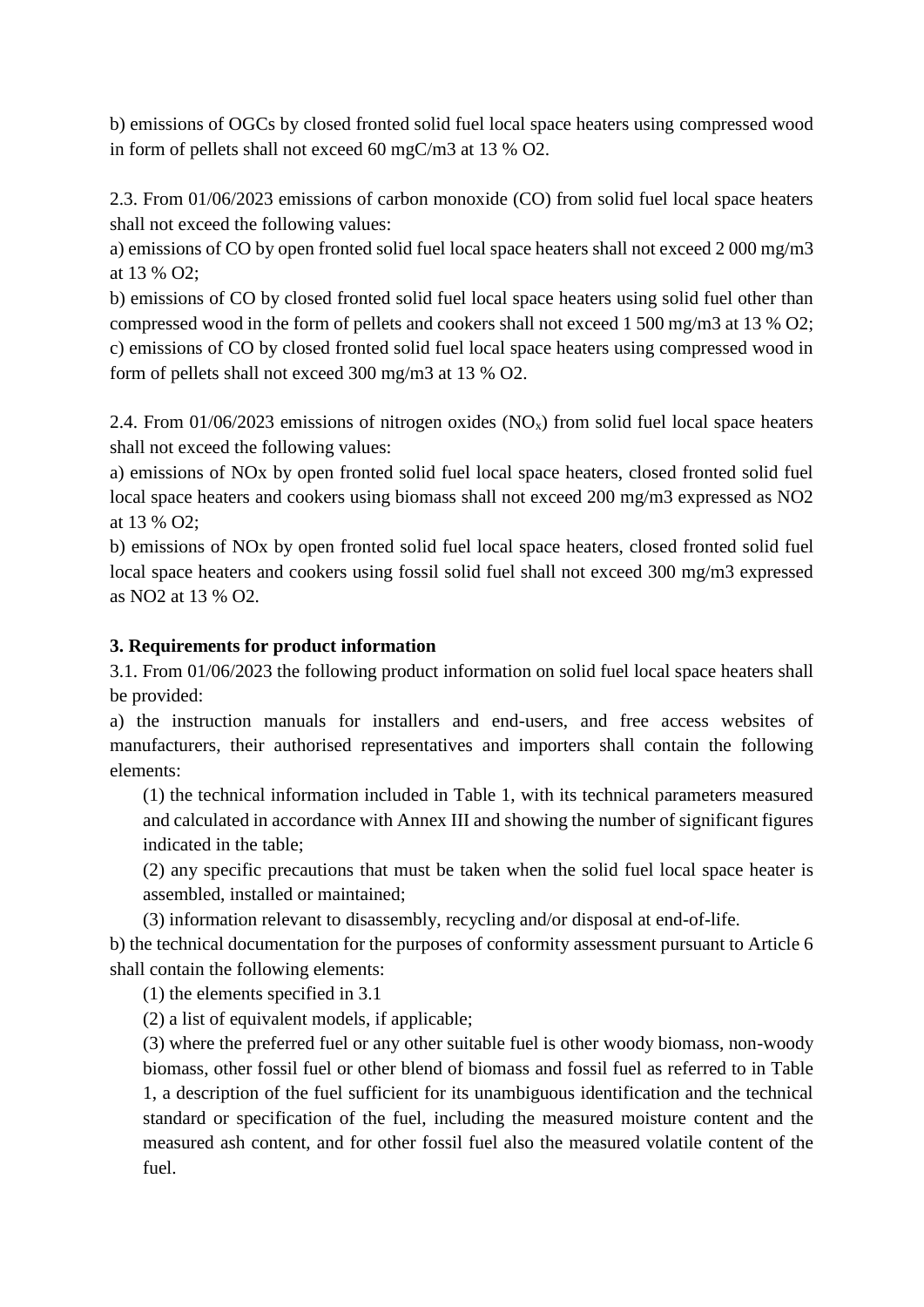b) emissions of OGCs by closed fronted solid fuel local space heaters using compressed wood in form of pellets shall not exceed 60 mgC/m3 at 13 % O2.

2.3. From 01/06/2023 emissions of carbon monoxide (CO) from solid fuel local space heaters shall not exceed the following values:

a) emissions of CO by open fronted solid fuel local space heaters shall not exceed 2 000 mg/m3 at 13 % O2;

b) emissions of CO by closed fronted solid fuel local space heaters using solid fuel other than compressed wood in the form of pellets and cookers shall not exceed 1 500 mg/m3 at 13 % O2;

c) emissions of CO by closed fronted solid fuel local space heaters using compressed wood in form of pellets shall not exceed 300 mg/m3 at 13 % O2.

2.4. From 01/06/2023 emissions of nitrogen oxides ($NO_x$) from solid fuel local space heaters shall not exceed the following values:

a) emissions of NOx by open fronted solid fuel local space heaters, closed fronted solid fuel local space heaters and cookers using biomass shall not exceed 200 mg/m3 expressed as NO2 at 13 % O2;

b) emissions of NOx by open fronted solid fuel local space heaters, closed fronted solid fuel local space heaters and cookers using fossil solid fuel shall not exceed 300 mg/m3 expressed as NO2 at 13 % O2.

**3. Requirements for product information**

3.1. From 01/06/2023 the following product information on solid fuel local space heaters shall be provided:

a) the instruction manuals for installers and end-users, and free access websites of manufacturers, their authorised representatives and importers shall contain the following elements:

(1) the technical information included in Table 1, with its technical parameters measured and calculated in accordance with Annex III and showing the number of significant figures indicated in the table;

(2) any specific precautions that must be taken when the solid fuel local space heater is assembled, installed or maintained;

(3) information relevant to disassembly, recycling and/or disposal at end-of-life.

b) the technical documentation for the purposes of conformity assessment pursuant to Article 6 shall contain the following elements:

(1) the elements specified in 3.1

(2) a list of equivalent models, if applicable;

(3) where the preferred fuel or any other suitable fuel is other woody biomass, non-woody biomass, other fossil fuel or other blend of biomass and fossil fuel as referred to in Table 1, a description of the fuel sufficient for its unambiguous identification and the technical standard or specification of the fuel, including the measured moisture content and the measured ash content, and for other fossil fuel also the measured volatile content of the fuel.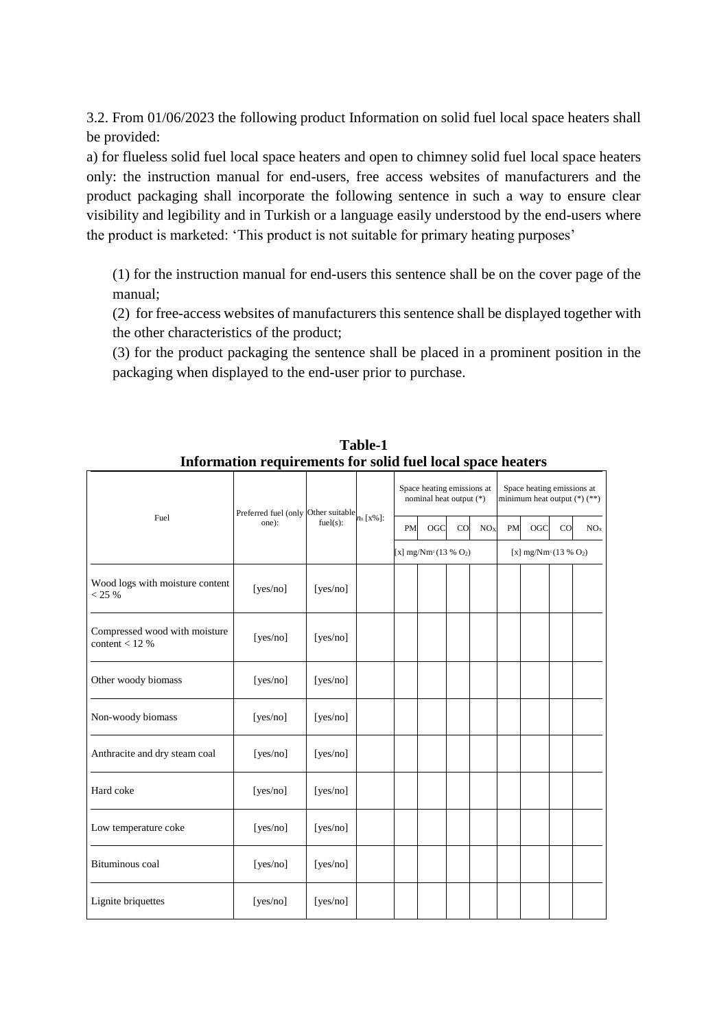3.2. From 01/06/2023 the following product Information on solid fuel local space heaters shall be provided:

a) for flueless solid fuel local space heaters and open to chimney solid fuel local space heaters only: the instruction manual for end-users, free access websites of manufacturers and the product packaging shall incorporate the following sentence in such a way to ensure clear visibility and legibility and in Turkish or a language easily understood by the end-users where the product is marketed: 'This product is not suitable for primary heating purposes'

(1) for the instruction manual for end-users this sentence shall be on the cover page of the manual;

(2) for free-access websites of manufacturers this sentence shall be displayed together with the other characteristics of the product;

(3) for the product packaging the sentence shall be placed in a prominent position in the packaging when displayed to the end-user prior to purchase.

**Table-1**
**Information requirements for solid fuel local space heaters**

| Fuel | Preferred fuel (only one): | Other suitable fuel(s): | $\eta_s$ [x%]: | Space heating emissions at nominal heat output (*) | | | | Space heating emissions at minimum heat output (*) (**) | | | |
|---|---|---|---|---|---|---|---|---|---|---|---|
| | | | | PM | OGC | CO | $NO_x$ | PM | OGC | CO | $NO_x$ |
| | | | | [x] mg/Nm³ (13 % $O_2$) | | | | [x] mg/Nm³ (13 % $O_2$) | | | |
| Wood logs with moisture content < 25 % | [yes/no] | [yes/no] | | | | | | | | | |
| Compressed wood with moisture content < 12 % | [yes/no] | [yes/no] | | | | | | | | | |
| Other woody biomass | [yes/no] | [yes/no] | | | | | | | | | |
| Non-woody biomass | [yes/no] | [yes/no] | | | | | | | | | |
| Anthracite and dry steam coal | [yes/no] | [yes/no] | | | | | | | | | |
| Hard coke | [yes/no] | [yes/no] | | | | | | | | | |
| Low temperature coke | [yes/no] | [yes/no] | | | | | | | | | |
| Bituminous coal | [yes/no] | [yes/no] | | | | | | | | | |
| Lignite briquettes | [yes/no] | [yes/no] | | | | | | | | | |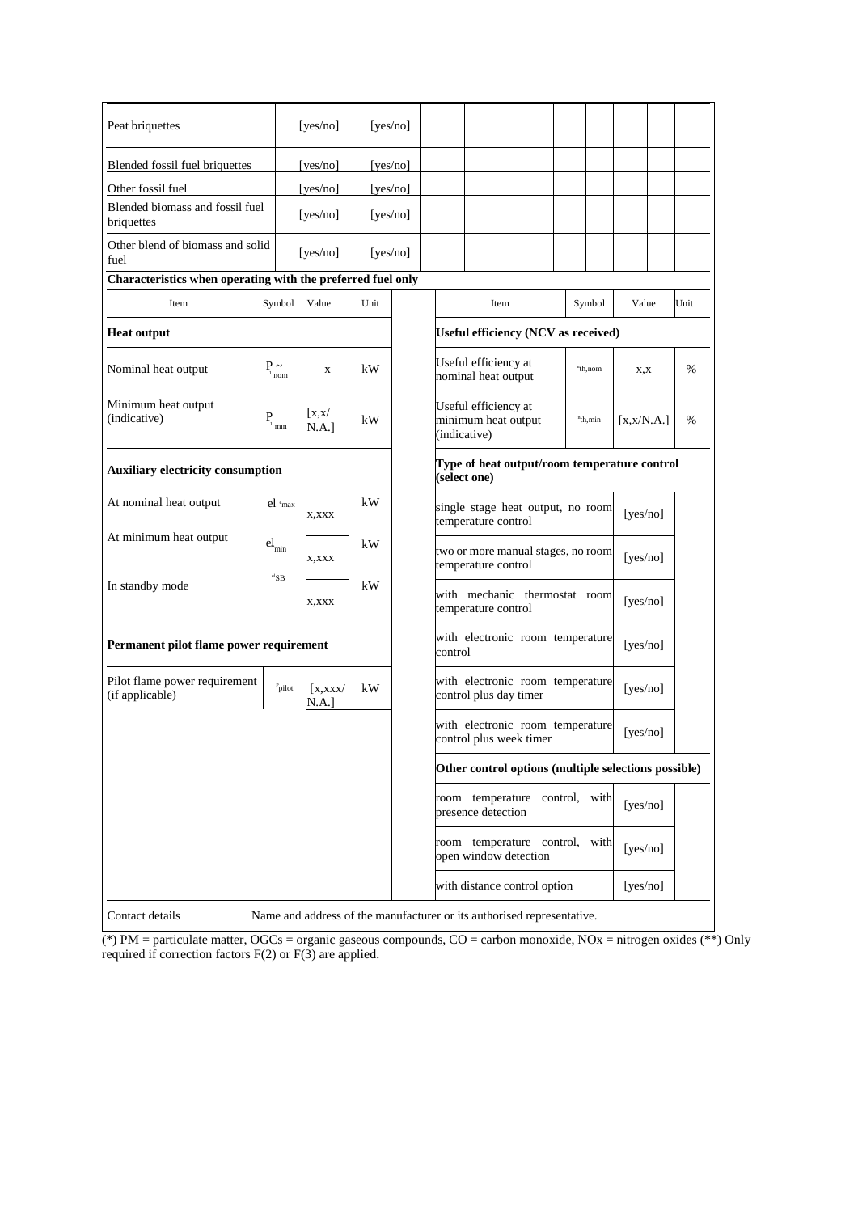| Peat briquettes | | [yes/no] | [yes/no] | | | | | | | | | | |
|---|---|---|---|---|---|---|---|---|---|---|---|---|---|
| Blended fossil fuel briquettes | | [yes/no] | [yes/no] | | | | | | | | | | |
| Other fossil fuel | | [yes/no] | [yes/no] | | | | | | | | | | |
| Blended biomass and fossil fuel briquettes | | [yes/no] | [yes/no] | | | | | | | | | | |
| Other blend of biomass and solid fuel | | [yes/no] | [yes/no] | | | | | | | | | | |

**Characteristics when operating with the preferred fuel only**

| Item | Symbol | Value | Unit | Item | Symbol | Value | Unit |
|---|---|---|---|---|---|---|---|
| **Heat output** | | | | **Useful efficiency (NCV as received)** | | | |
| Nominal heat output | $P_{nom}$ | x | kW | Useful efficiency at nominal heat output | $\eta_{th,nom}$ | x,x | % |
| Minimum heat output (indicative) | $P_{min}$ | [x,x/ N.A.] | kW | Useful efficiency at minimum heat output (indicative) | $\eta_{th,min}$ | [x,x/N.A.] | % |
| **Auxiliary electricity consumption** | | | | **Type of heat output/room temperature control (select one)** | | | |
| At nominal heat output | $el_{max}$ | x,xxx | kW | single stage heat output, no room temperature control | | [yes/no] | |
| At minimum heat output | $el_{min}$ | x,xxx | kW | two or more manual stages, no room temperature control | | [yes/no] | |
| In standby mode | $el_{SB}$ | x,xxx | kW | with mechanic thermostat room temperature control | | [yes/no] | |
| **Permanent pilot flame power requirement** | | | | with electronic room temperature control | | [yes/no] | |
| Pilot flame power requirement (if applicable) | $P_{pilot}$ | [x,xxx/ N.A.] | kW | with electronic room temperature control plus day timer | | [yes/no] | |
| | | | | with electronic room temperature control plus week timer | | [yes/no] | |
| | | | | **Other control options (multiple selections possible)** | | | |
| | | | | room temperature control, with presence detection | | [yes/no] | |
| | | | | room temperature control, with open window detection | | [yes/no] | |
| | | | | with distance control option | | [yes/no] | |
| Contact details | Name and address of the manufacturer or its authorised representative. | | | | | | |

(*) PM = particulate matter, OGCs = organic gaseous compounds, CO = carbon monoxide, NOx = nitrogen oxides (**) Only required if correction factors F(2) or F(3) are applied.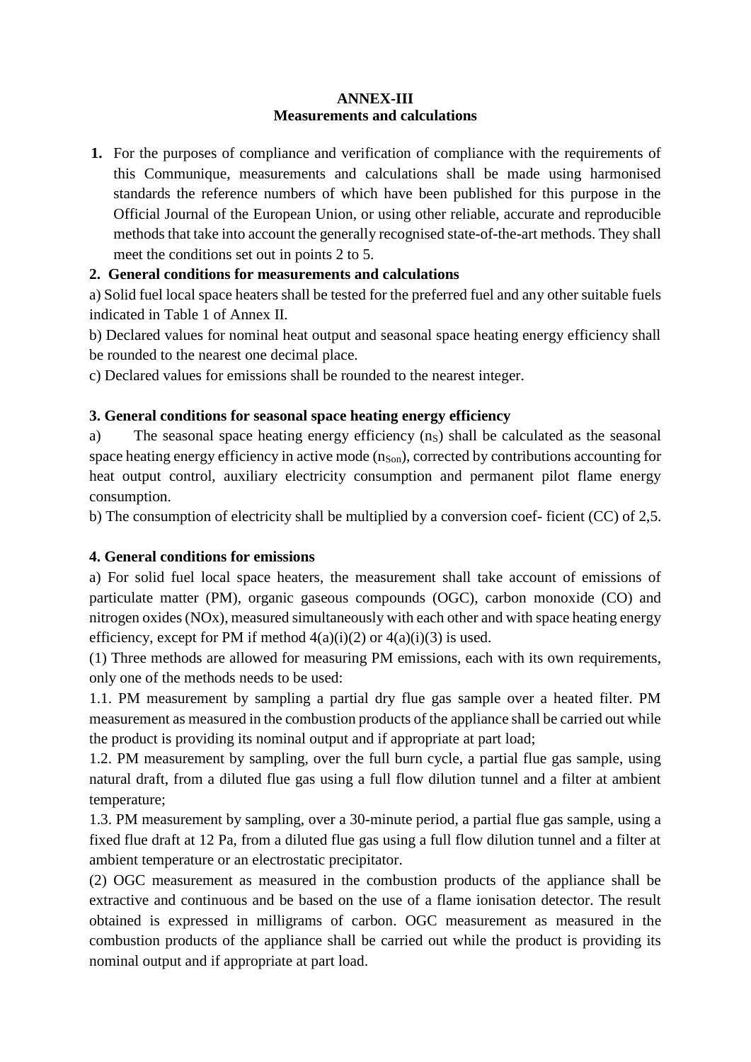**ANNEX-III**
**Measurements and calculations**

1. For the purposes of compliance and verification of compliance with the requirements of this Communique, measurements and calculations shall be made using harmonised standards the reference numbers of which have been published for this purpose in the Official Journal of the European Union, or using other reliable, accurate and reproducible methods that take into account the generally recognised state-of-the-art methods. They shall meet the conditions set out in points 2 to 5.

**2. General conditions for measurements and calculations**

a) Solid fuel local space heaters shall be tested for the preferred fuel and any other suitable fuels indicated in Table 1 of Annex II.

b) Declared values for nominal heat output and seasonal space heating energy efficiency shall be rounded to the nearest one decimal place.

c) Declared values for emissions shall be rounded to the nearest integer.

**3. General conditions for seasonal space heating energy efficiency**

a) The seasonal space heating energy efficiency ($n_S$) shall be calculated as the seasonal space heating energy efficiency in active mode ($n_{Son}$), corrected by contributions accounting for heat output control, auxiliary electricity consumption and permanent pilot flame energy consumption.

b) The consumption of electricity shall be multiplied by a conversion coef- ficient (CC) of 2,5.

**4. General conditions for emissions**

a) For solid fuel local space heaters, the measurement shall take account of emissions of particulate matter (PM), organic gaseous compounds (OGC), carbon monoxide (CO) and nitrogen oxides (NOx), measured simultaneously with each other and with space heating energy efficiency, except for PM if method 4(a)(i)(2) or 4(a)(i)(3) is used.

(1) Three methods are allowed for measuring PM emissions, each with its own requirements, only one of the methods needs to be used:

1.1. PM measurement by sampling a partial dry flue gas sample over a heated filter. PM measurement as measured in the combustion products of the appliance shall be carried out while the product is providing its nominal output and if appropriate at part load;

1.2. PM measurement by sampling, over the full burn cycle, a partial flue gas sample, using natural draft, from a diluted flue gas using a full flow dilution tunnel and a filter at ambient temperature;

1.3. PM measurement by sampling, over a 30-minute period, a partial flue gas sample, using a fixed flue draft at 12 Pa, from a diluted flue gas using a full flow dilution tunnel and a filter at ambient temperature or an electrostatic precipitator.

(2) OGC measurement as measured in the combustion products of the appliance shall be extractive and continuous and be based on the use of a flame ionisation detector. The result obtained is expressed in milligrams of carbon. OGC measurement as measured in the combustion products of the appliance shall be carried out while the product is providing its nominal output and if appropriate at part load.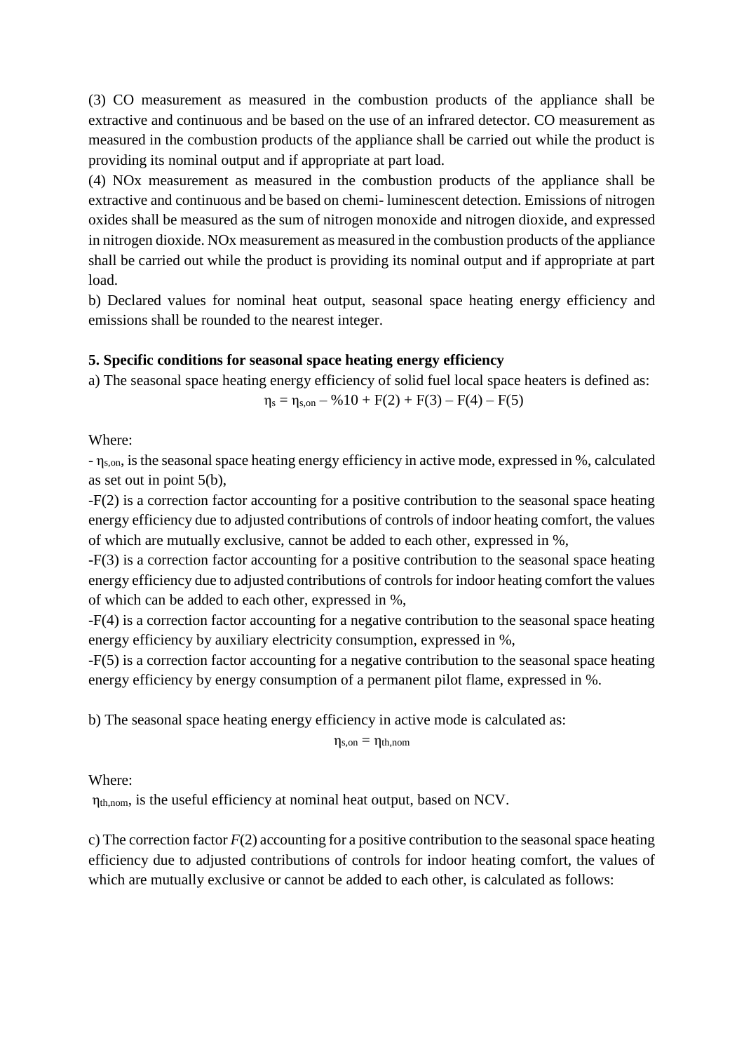(3) CO measurement as measured in the combustion products of the appliance shall be extractive and continuous and be based on the use of an infrared detector. CO measurement as measured in the combustion products of the appliance shall be carried out while the product is providing its nominal output and if appropriate at part load.

(4) NOx measurement as measured in the combustion products of the appliance shall be extractive and continuous and be based on chemi- luminescent detection. Emissions of nitrogen oxides shall be measured as the sum of nitrogen monoxide and nitrogen dioxide, and expressed in nitrogen dioxide. NOx measurement as measured in the combustion products of the appliance shall be carried out while the product is providing its nominal output and if appropriate at part load.

b) Declared values for nominal heat output, seasonal space heating energy efficiency and emissions shall be rounded to the nearest integer.

**5. Specific conditions for seasonal space heating energy efficiency**

a) The seasonal space heating energy efficiency of solid fuel local space heaters is defined as:

$$\eta_s = \eta_{s,on} - \%10 + F(2) + F(3) - F(4) - F(5)$$

Where:

- $\eta_{s,on}$, is the seasonal space heating energy efficiency in active mode, expressed in %, calculated as set out in point 5(b),

-F(2) is a correction factor accounting for a positive contribution to the seasonal space heating energy efficiency due to adjusted contributions of controls of indoor heating comfort, the values of which are mutually exclusive, cannot be added to each other, expressed in %,

-F(3) is a correction factor accounting for a positive contribution to the seasonal space heating energy efficiency due to adjusted contributions of controls for indoor heating comfort the values of which can be added to each other, expressed in %,

-F(4) is a correction factor accounting for a negative contribution to the seasonal space heating energy efficiency by auxiliary electricity consumption, expressed in %,

-F(5) is a correction factor accounting for a negative contribution to the seasonal space heating energy efficiency by energy consumption of a permanent pilot flame, expressed in %.

b) The seasonal space heating energy efficiency in active mode is calculated as:

$$\eta_{s,on} = \eta_{th,nom}$$

Where:

$\eta_{th,nom}$, is the useful efficiency at nominal heat output, based on NCV.

c) The correction factor *F*(2) accounting for a positive contribution to the seasonal space heating efficiency due to adjusted contributions of controls for indoor heating comfort, the values of which are mutually exclusive or cannot be added to each other, is calculated as follows: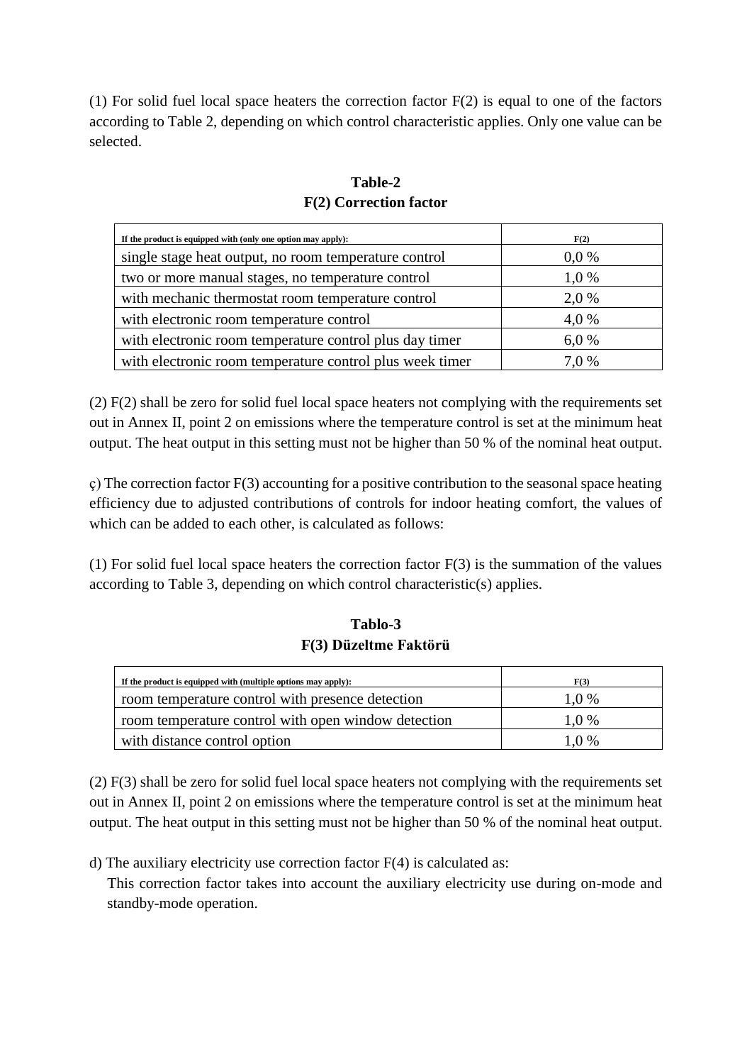(1) For solid fuel local space heaters the correction factor F(2) is equal to one of the factors according to Table 2, depending on which control characteristic applies. Only one value can be selected.

**Table-2**
**F(2) Correction factor**

| If the product is equipped with (only one option may apply): | F(2) |
|---|---|
| single stage heat output, no room temperature control | 0,0 % |
| two or more manual stages, no temperature control | 1,0 % |
| with mechanic thermostat room temperature control | 2,0 % |
| with electronic room temperature control | 4,0 % |
| with electronic room temperature control plus day timer | 6,0 % |
| with electronic room temperature control plus week timer | 7,0 % |

(2) F(2) shall be zero for solid fuel local space heaters not complying with the requirements set out in Annex II, point 2 on emissions where the temperature control is set at the minimum heat output. The heat output in this setting must not be higher than 50 % of the nominal heat output.

ç) The correction factor F(3) accounting for a positive contribution to the seasonal space heating efficiency due to adjusted contributions of controls for indoor heating comfort, the values of which can be added to each other, is calculated as follows:

(1) For solid fuel local space heaters the correction factor F(3) is the summation of the values according to Table 3, depending on which control characteristic(s) applies.

**Tablo-3**
**F(3) Düzeltme Faktörü**

| If the product is equipped with (multiple options may apply): | F(3) |
|---|---|
| room temperature control with presence detection | 1,0 % |
| room temperature control with open window detection | 1,0 % |
| with distance control option | 1,0 % |

(2) F(3) shall be zero for solid fuel local space heaters not complying with the requirements set out in Annex II, point 2 on emissions where the temperature control is set at the minimum heat output. The heat output in this setting must not be higher than 50 % of the nominal heat output.

d) The auxiliary electricity use correction factor F(4) is calculated as:
This correction factor takes into account the auxiliary electricity use during on-mode and standby-mode operation.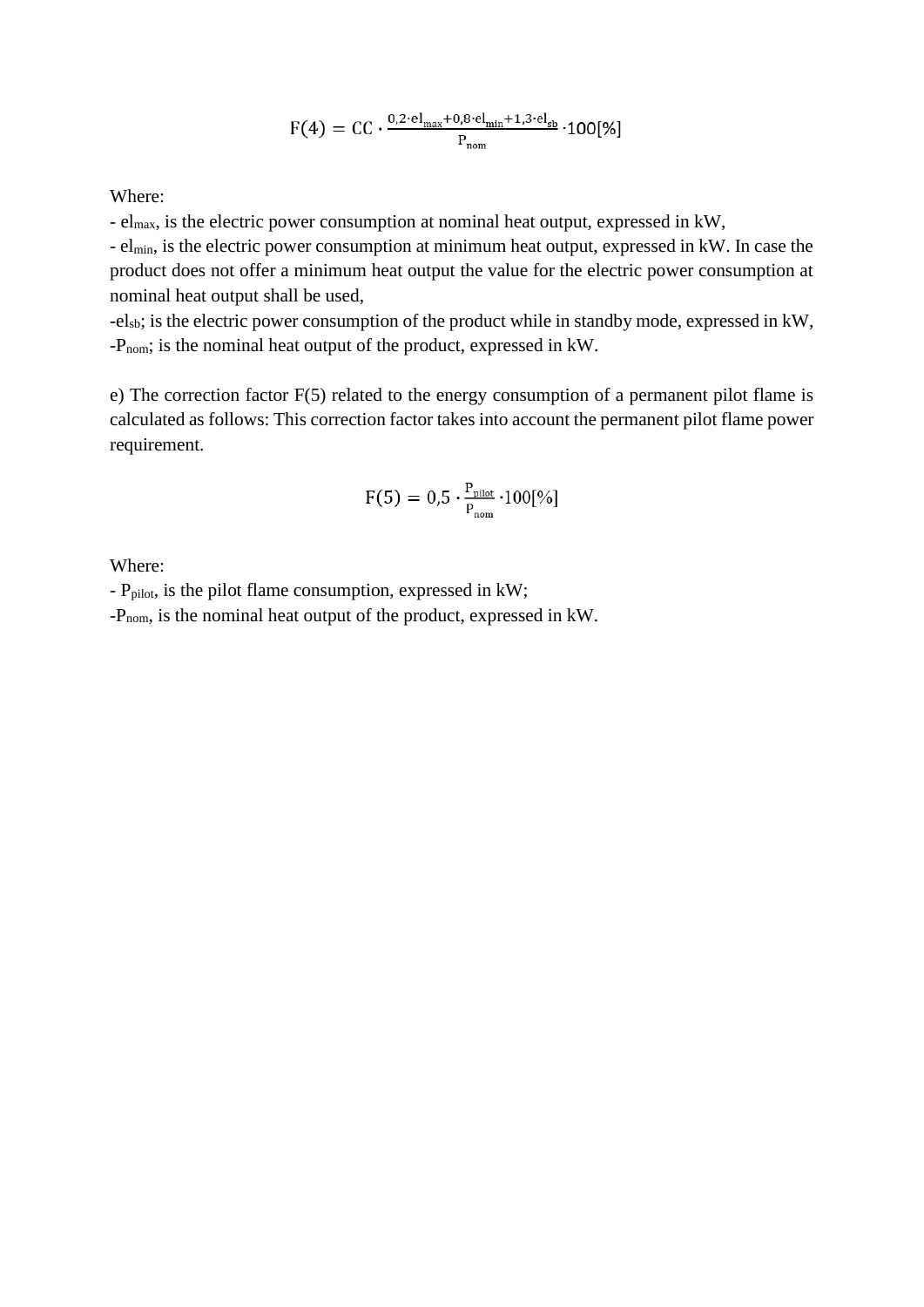$$F(4) = CC \cdot \frac{0{,}2 \cdot el_{max} + 0{,}8 \cdot el_{min} + 1{,}3 \cdot el_{sb}}{P_{nom}} \cdot 100[\%]$$

Where:

- $el_{max}$, is the electric power consumption at nominal heat output, expressed in kW,
- $el_{min}$, is the electric power consumption at minimum heat output, expressed in kW. In case the product does not offer a minimum heat output the value for the electric power consumption at nominal heat output shall be used,
- $el_{sb}$; is the electric power consumption of the product while in standby mode, expressed in kW,
- $P_{nom}$; is the nominal heat output of the product, expressed in kW.

e) The correction factor F(5) related to the energy consumption of a permanent pilot flame is calculated as follows: This correction factor takes into account the permanent pilot flame power requirement.

$$F(5) = 0{,}5 \cdot \frac{P_{pilot}}{P_{nom}} \cdot 100[\%]$$

Where:

- $P_{pilot}$, is the pilot flame consumption, expressed in kW;
- $P_{nom}$, is the nominal heat output of the product, expressed in kW.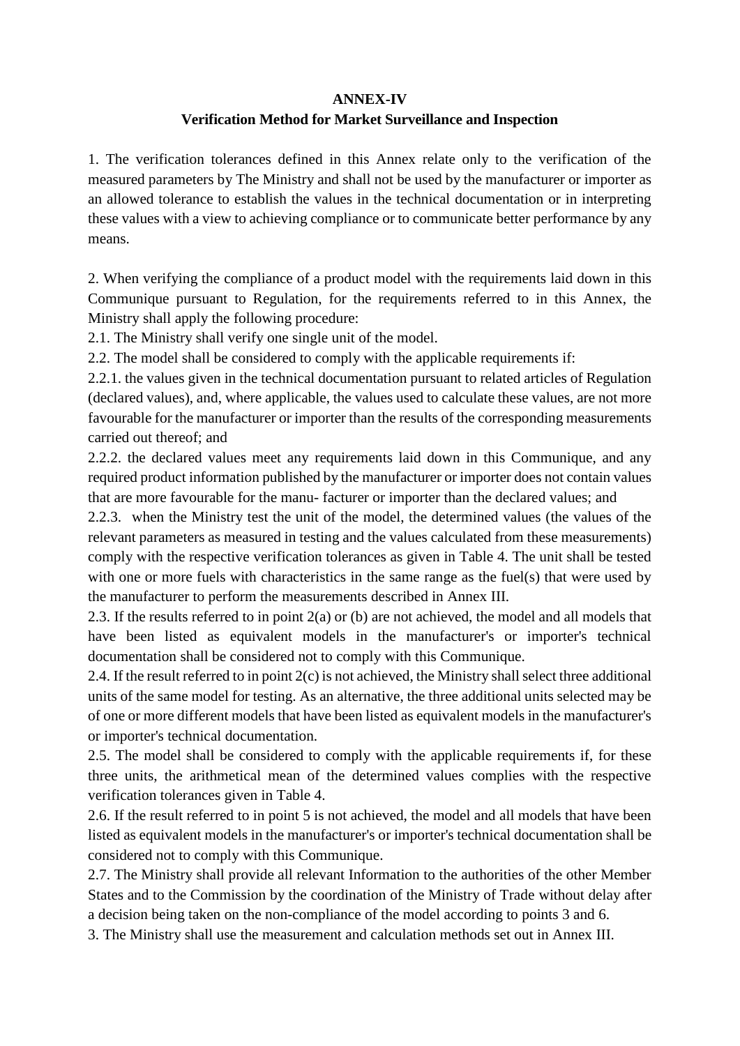**ANNEX-IV**

**Verification Method for Market Surveillance and Inspection**

1. The verification tolerances defined in this Annex relate only to the verification of the measured parameters by The Ministry and shall not be used by the manufacturer or importer as an allowed tolerance to establish the values in the technical documentation or in interpreting these values with a view to achieving compliance or to communicate better performance by any means.

2. When verifying the compliance of a product model with the requirements laid down in this Communique pursuant to Regulation, for the requirements referred to in this Annex, the Ministry shall apply the following procedure:

2.1. The Ministry shall verify one single unit of the model.

2.2. The model shall be considered to comply with the applicable requirements if:

2.2.1. the values given in the technical documentation pursuant to related articles of Regulation (declared values), and, where applicable, the values used to calculate these values, are not more favourable for the manufacturer or importer than the results of the corresponding measurements carried out thereof; and

2.2.2. the declared values meet any requirements laid down in this Communique, and any required product information published by the manufacturer or importer does not contain values that are more favourable for the manu- facturer or importer than the declared values; and

2.2.3. when the Ministry test the unit of the model, the determined values (the values of the relevant parameters as measured in testing and the values calculated from these measurements) comply with the respective verification tolerances as given in Table 4. The unit shall be tested with one or more fuels with characteristics in the same range as the fuel(s) that were used by the manufacturer to perform the measurements described in Annex III.

2.3. If the results referred to in point 2(a) or (b) are not achieved, the model and all models that have been listed as equivalent models in the manufacturer's or importer's technical documentation shall be considered not to comply with this Communique.

2.4. If the result referred to in point 2(c) is not achieved, the Ministry shall select three additional units of the same model for testing. As an alternative, the three additional units selected may be of one or more different models that have been listed as equivalent models in the manufacturer's or importer's technical documentation.

2.5. The model shall be considered to comply with the applicable requirements if, for these three units, the arithmetical mean of the determined values complies with the respective verification tolerances given in Table 4.

2.6. If the result referred to in point 5 is not achieved, the model and all models that have been listed as equivalent models in the manufacturer's or importer's technical documentation shall be considered not to comply with this Communique.

2.7. The Ministry shall provide all relevant Information to the authorities of the other Member States and to the Commission by the coordination of the Ministry of Trade without delay after a decision being taken on the non-compliance of the model according to points 3 and 6.

3. The Ministry shall use the measurement and calculation methods set out in Annex III.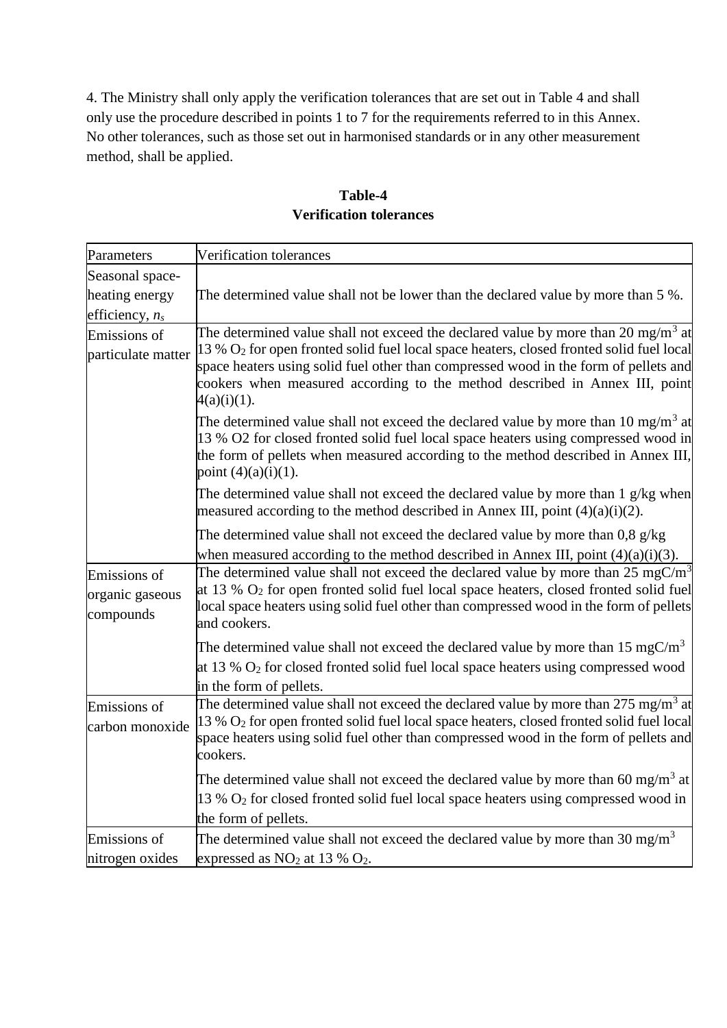4. The Ministry shall only apply the verification tolerances that are set out in Table 4 and shall only use the procedure described in points 1 to 7 for the requirements referred to in this Annex. No other tolerances, such as those set out in harmonised standards or in any other measurement method, shall be applied.

**Table-4**
**Verification tolerances**

| Parameters | Verification tolerances |
|---|---|
| Seasonal space-heating energy efficiency, $n_s$ | The determined value shall not be lower than the declared value by more than 5 %. |
| Emissions of particulate matter | The determined value shall not exceed the declared value by more than 20 mg/m$^3$ at 13 % $O_2$ for open fronted solid fuel local space heaters, closed fronted solid fuel local space heaters using solid fuel other than compressed wood in the form of pellets and cookers when measured according to the method described in Annex III, point 4(a)(i)(1).<br><br>The determined value shall not exceed the declared value by more than 10 mg/m$^3$ at 13 % O2 for closed fronted solid fuel local space heaters using compressed wood in the form of pellets when measured according to the method described in Annex III, point (4)(a)(i)(1).<br><br>The determined value shall not exceed the declared value by more than 1 g/kg when measured according to the method described in Annex III, point (4)(a)(i)(2).<br><br>The determined value shall not exceed the declared value by more than 0,8 g/kg when measured according to the method described in Annex III, point (4)(a)(i)(3). |
| Emissions of organic gaseous compounds | The determined value shall not exceed the declared value by more than 25 mgC/m$^3$ at 13 % $O_2$ for open fronted solid fuel local space heaters, closed fronted solid fuel local space heaters using solid fuel other than compressed wood in the form of pellets and cookers.<br><br>The determined value shall not exceed the declared value by more than 15 mgC/m$^3$ at 13 % $O_2$ for closed fronted solid fuel local space heaters using compressed wood in the form of pellets. |
| Emissions of carbon monoxide | The determined value shall not exceed the declared value by more than 275 mg/m$^3$ at 13 % $O_2$ for open fronted solid fuel local space heaters, closed fronted solid fuel local space heaters using solid fuel other than compressed wood in the form of pellets and cookers.<br><br>The determined value shall not exceed the declared value by more than 60 mg/m$^3$ at 13 % $O_2$ for closed fronted solid fuel local space heaters using compressed wood in the form of pellets. |
| Emissions of nitrogen oxides | The determined value shall not exceed the declared value by more than 30 mg/m$^3$ expressed as $NO_2$ at 13 % $O_2$. |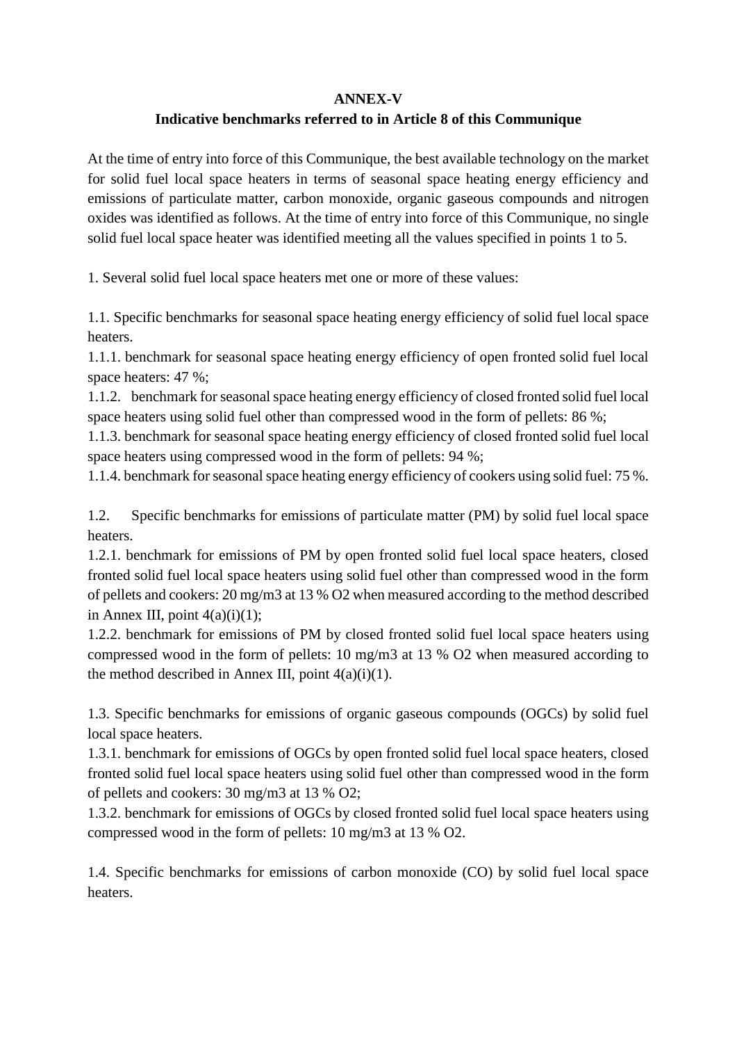**ANNEX-V**

**Indicative benchmarks referred to in Article 8 of this Communique**

At the time of entry into force of this Communique, the best available technology on the market for solid fuel local space heaters in terms of seasonal space heating energy efficiency and emissions of particulate matter, carbon monoxide, organic gaseous compounds and nitrogen oxides was identified as follows. At the time of entry into force of this Communique, no single solid fuel local space heater was identified meeting all the values specified in points 1 to 5.

1. Several solid fuel local space heaters met one or more of these values:

1.1. Specific benchmarks for seasonal space heating energy efficiency of solid fuel local space heaters.

1.1.1. benchmark for seasonal space heating energy efficiency of open fronted solid fuel local space heaters: 47 %;

1.1.2. benchmark for seasonal space heating energy efficiency of closed fronted solid fuel local space heaters using solid fuel other than compressed wood in the form of pellets: 86 %;

1.1.3. benchmark for seasonal space heating energy efficiency of closed fronted solid fuel local space heaters using compressed wood in the form of pellets: 94 %;

1.1.4. benchmark for seasonal space heating energy efficiency of cookers using solid fuel: 75 %.

1.2. Specific benchmarks for emissions of particulate matter (PM) by solid fuel local space heaters.

1.2.1. benchmark for emissions of PM by open fronted solid fuel local space heaters, closed fronted solid fuel local space heaters using solid fuel other than compressed wood in the form of pellets and cookers: 20 mg/m3 at 13 % O2 when measured according to the method described in Annex III, point 4(a)(i)(1);

1.2.2. benchmark for emissions of PM by closed fronted solid fuel local space heaters using compressed wood in the form of pellets: 10 mg/m3 at 13 % O2 when measured according to the method described in Annex III, point 4(a)(i)(1).

1.3. Specific benchmarks for emissions of organic gaseous compounds (OGCs) by solid fuel local space heaters.

1.3.1. benchmark for emissions of OGCs by open fronted solid fuel local space heaters, closed fronted solid fuel local space heaters using solid fuel other than compressed wood in the form of pellets and cookers: 30 mg/m3 at 13 % O2;

1.3.2. benchmark for emissions of OGCs by closed fronted solid fuel local space heaters using compressed wood in the form of pellets: 10 mg/m3 at 13 % O2.

1.4. Specific benchmarks for emissions of carbon monoxide (CO) by solid fuel local space heaters.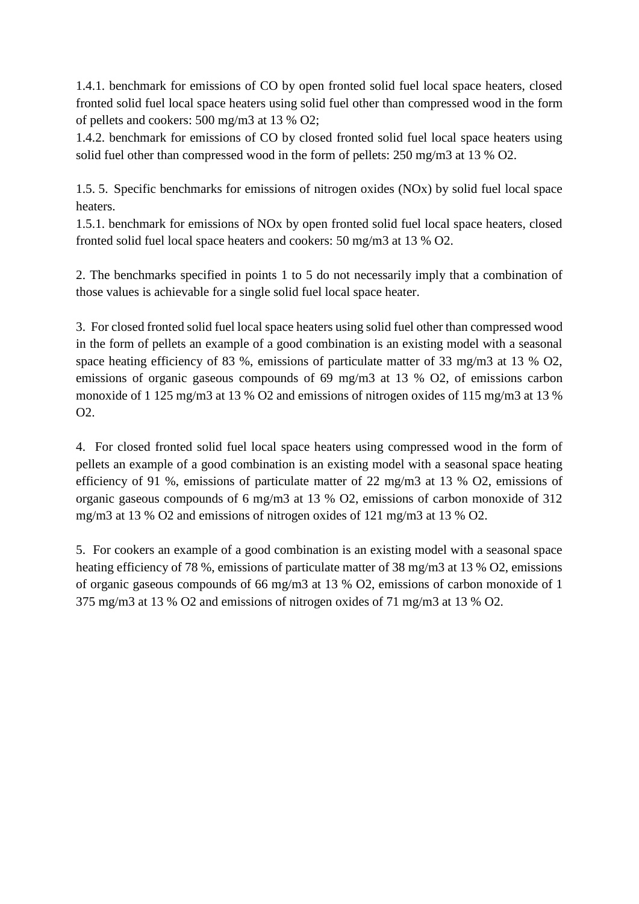1.4.1. benchmark for emissions of CO by open fronted solid fuel local space heaters, closed fronted solid fuel local space heaters using solid fuel other than compressed wood in the form of pellets and cookers: 500 mg/m3 at 13 % $O_2$;

1.4.2. benchmark for emissions of CO by closed fronted solid fuel local space heaters using solid fuel other than compressed wood in the form of pellets: 250 mg/m3 at 13 % $O_2$.

1.5. 5. Specific benchmarks for emissions of nitrogen oxides ($NO_x$) by solid fuel local space heaters.

1.5.1. benchmark for emissions of $NO_x$ by open fronted solid fuel local space heaters, closed fronted solid fuel local space heaters and cookers: 50 mg/m3 at 13 % $O_2$.

2. The benchmarks specified in points 1 to 5 do not necessarily imply that a combination of those values is achievable for a single solid fuel local space heater.

3. For closed fronted solid fuel local space heaters using solid fuel other than compressed wood in the form of pellets an example of a good combination is an existing model with a seasonal space heating efficiency of 83 %, emissions of particulate matter of 33 mg/m3 at 13 % $O_2$, emissions of organic gaseous compounds of 69 mg/m3 at 13 % $O_2$, of emissions carbon monoxide of 1 125 mg/m3 at 13 % $O_2$ and emissions of nitrogen oxides of 115 mg/m3 at 13 % $O_2$.

4. For closed fronted solid fuel local space heaters using compressed wood in the form of pellets an example of a good combination is an existing model with a seasonal space heating efficiency of 91 %, emissions of particulate matter of 22 mg/m3 at 13 % $O_2$, emissions of organic gaseous compounds of 6 mg/m3 at 13 % $O_2$, emissions of carbon monoxide of 312 mg/m3 at 13 % $O_2$ and emissions of nitrogen oxides of 121 mg/m3 at 13 % $O_2$.

5. For cookers an example of a good combination is an existing model with a seasonal space heating efficiency of 78 %, emissions of particulate matter of 38 mg/m3 at 13 % $O_2$, emissions of organic gaseous compounds of 66 mg/m3 at 13 % $O_2$, emissions of carbon monoxide of 1 375 mg/m3 at 13 % $O_2$ and emissions of nitrogen oxides of 71 mg/m3 at 13 % $O_2$.